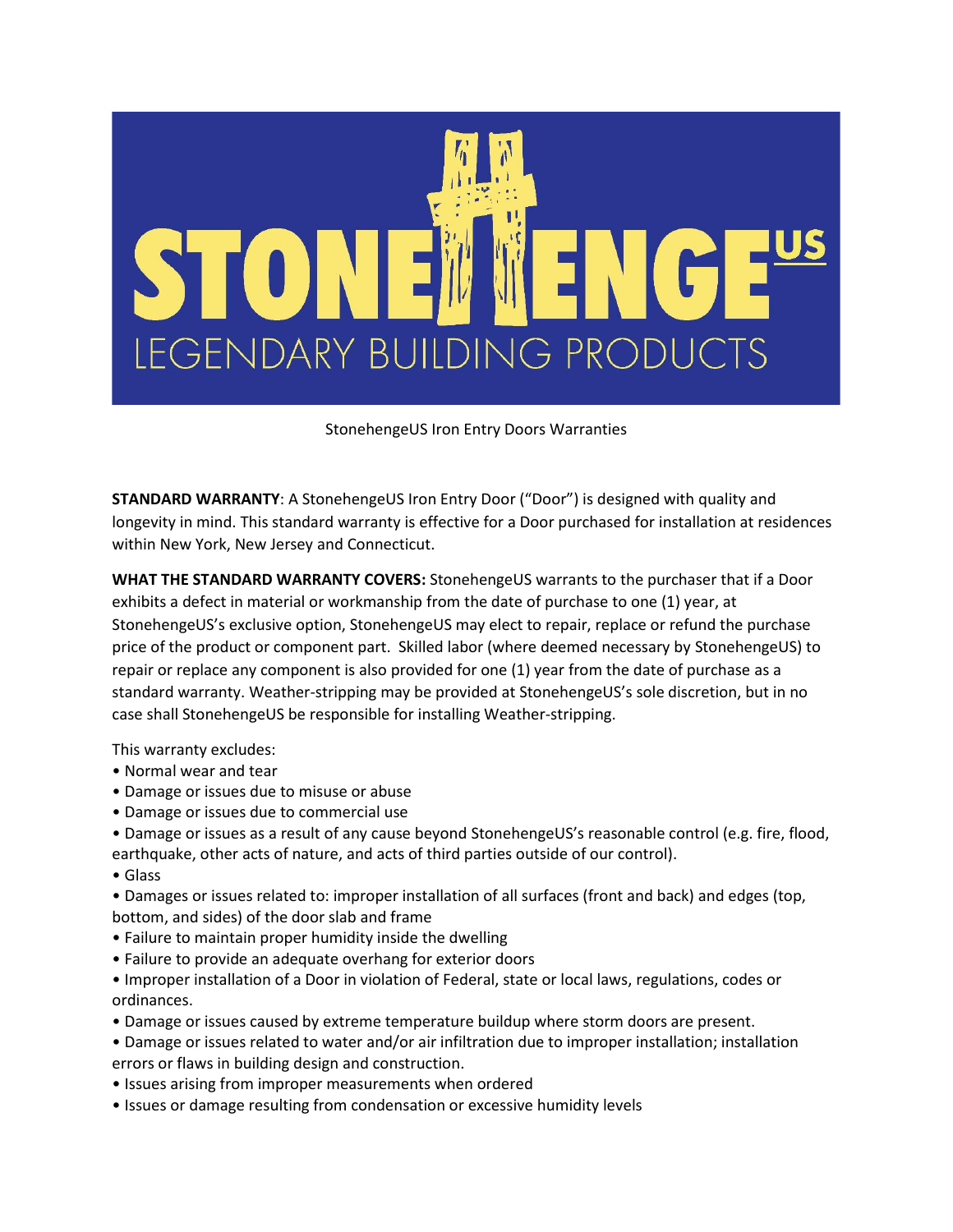# STONEHENGE[US]

LEGENDARY BUILDING PRODUCTS

StonehengeUS Iron Entry Doors Warranties

**STANDARD WARRANTY**: A StonehengeUS Iron Entry Door ("Door") is designed with quality and longevity in mind. This standard warranty is effective for a Door purchased for installation at residences within New York, New Jersey and Connecticut.

**WHAT THE STANDARD WARRANTY COVERS:** StonehengeUS warrants to the purchaser that if a Door exhibits a defect in material or workmanship from the date of purchase to one (1) year, at StonehengeUS's exclusive option, StonehengeUS may elect to repair, replace or refund the purchase price of the product or component part. Skilled labor (where deemed necessary by StonehengeUS) to repair or replace any component is also provided for one (1) year from the date of purchase as a standard warranty. Weather-stripping may be provided at StonehengeUS's sole discretion, but in no case shall StonehengeUS be responsible for installing Weather-stripping.

This warranty excludes:

- Normal wear and tear
- Damage or issues due to misuse or abuse
- Damage or issues due to commercial use
- Damage or issues as a result of any cause beyond StonehengeUS's reasonable control (e.g. fire, flood, earthquake, other acts of nature, and acts of third parties outside of our control).
- Glass
- Damages or issues related to: improper installation of all surfaces (front and back) and edges (top, bottom, and sides) of the door slab and frame
- Failure to maintain proper humidity inside the dwelling
- Failure to provide an adequate overhang for exterior doors
- Improper installation of a Door in violation of Federal, state or local laws, regulations, codes or ordinances.
- Damage or issues caused by extreme temperature buildup where storm doors are present.
- Damage or issues related to water and/or air infiltration due to improper installation; installation errors or flaws in building design and construction.
- Issues arising from improper measurements when ordered
- Issues or damage resulting from condensation or excessive humidity levels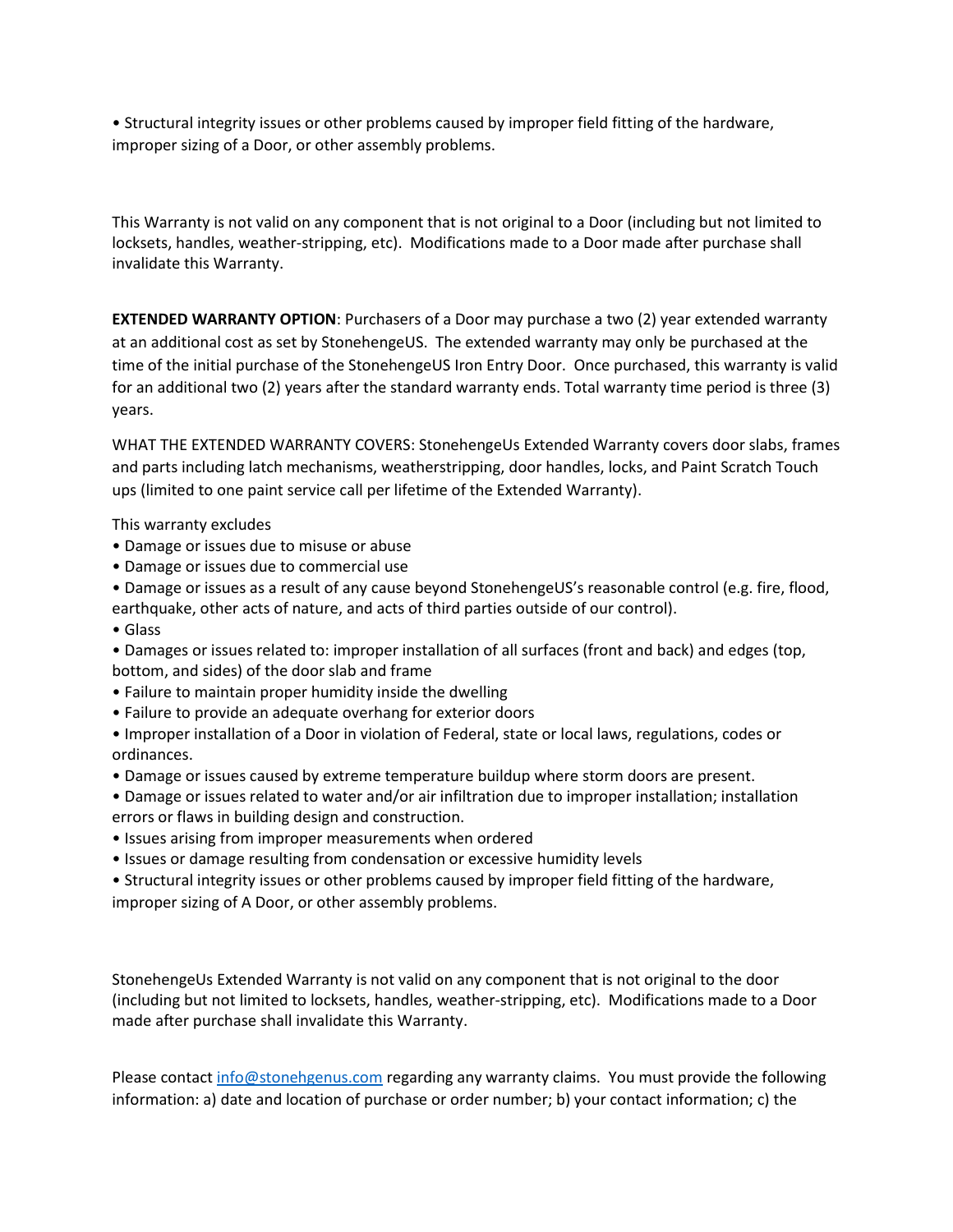• Structural integrity issues or other problems caused by improper field fitting of the hardware, improper sizing of a Door, or other assembly problems.

This Warranty is not valid on any component that is not original to a Door (including but not limited to locksets, handles, weather-stripping, etc). Modifications made to a Door made after purchase shall invalidate this Warranty.

**EXTENDED WARRANTY OPTION**: Purchasers of a Door may purchase a two (2) year extended warranty at an additional cost as set by StonehengeUS. The extended warranty may only be purchased at the time of the initial purchase of the StonehengeUS Iron Entry Door. Once purchased, this warranty is valid for an additional two (2) years after the standard warranty ends. Total warranty time period is three (3) years.

WHAT THE EXTENDED WARRANTY COVERS: StonehengeUs Extended Warranty covers door slabs, frames and parts including latch mechanisms, weatherstripping, door handles, locks, and Paint Scratch Touch ups (limited to one paint service call per lifetime of the Extended Warranty).

This warranty excludes

- Damage or issues due to misuse or abuse
- Damage or issues due to commercial use
- Damage or issues as a result of any cause beyond StonehengeUS's reasonable control (e.g. fire, flood, earthquake, other acts of nature, and acts of third parties outside of our control).
- Glass
- Damages or issues related to: improper installation of all surfaces (front and back) and edges (top, bottom, and sides) of the door slab and frame
- Failure to maintain proper humidity inside the dwelling
- Failure to provide an adequate overhang for exterior doors
- Improper installation of a Door in violation of Federal, state or local laws, regulations, codes or ordinances.
- Damage or issues caused by extreme temperature buildup where storm doors are present.
- Damage or issues related to water and/or air infiltration due to improper installation; installation errors or flaws in building design and construction.
- Issues arising from improper measurements when ordered
- Issues or damage resulting from condensation or excessive humidity levels
- Structural integrity issues or other problems caused by improper field fitting of the hardware, improper sizing of A Door, or other assembly problems.

StonehengeUs Extended Warranty is not valid on any component that is not original to the door (including but not limited to locksets, handles, weather-stripping, etc). Modifications made to a Door made after purchase shall invalidate this Warranty.

Please contact [info@stonehgenus.com](mailto:info@stonehgenus.com) regarding any warranty claims. You must provide the following information: a) date and location of purchase or order number; b) your contact information; c) the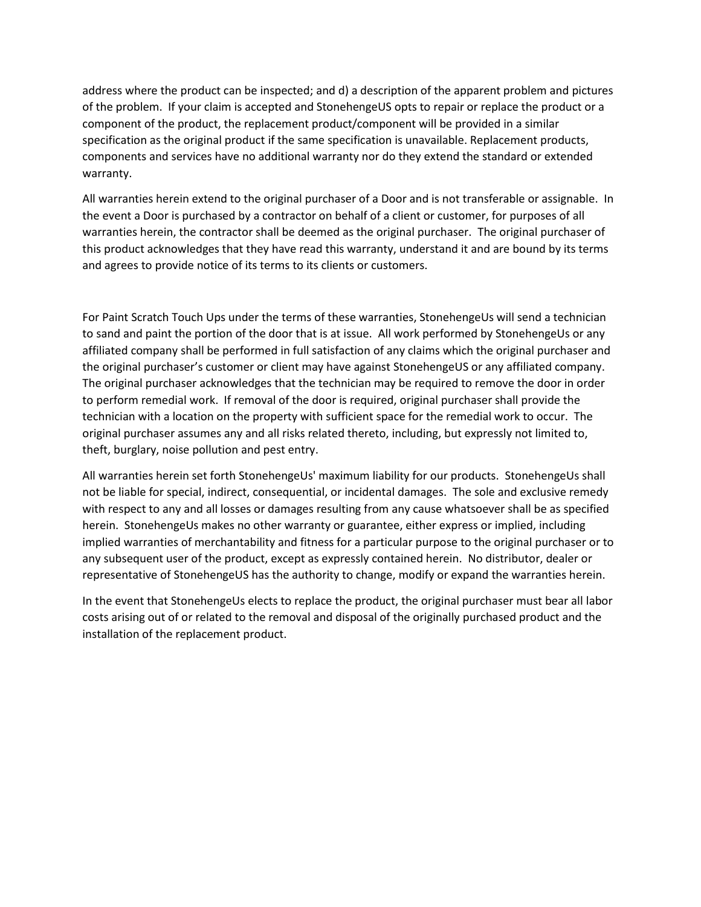address where the product can be inspected; and d) a description of the apparent problem and pictures of the problem. If your claim is accepted and StonehengeUS opts to repair or replace the product or a component of the product, the replacement product/component will be provided in a similar specification as the original product if the same specification is unavailable. Replacement products, components and services have no additional warranty nor do they extend the standard or extended warranty.

All warranties herein extend to the original purchaser of a Door and is not transferable or assignable. In the event a Door is purchased by a contractor on behalf of a client or customer, for purposes of all warranties herein, the contractor shall be deemed as the original purchaser. The original purchaser of this product acknowledges that they have read this warranty, understand it and are bound by its terms and agrees to provide notice of its terms to its clients or customers.

For Paint Scratch Touch Ups under the terms of these warranties, StonehengeUs will send a technician to sand and paint the portion of the door that is at issue. All work performed by StonehengeUs or any affiliated company shall be performed in full satisfaction of any claims which the original purchaser and the original purchaser's customer or client may have against StonehengeUS or any affiliated company. The original purchaser acknowledges that the technician may be required to remove the door in order to perform remedial work. If removal of the door is required, original purchaser shall provide the technician with a location on the property with sufficient space for the remedial work to occur. The original purchaser assumes any and all risks related thereto, including, but expressly not limited to, theft, burglary, noise pollution and pest entry.

All warranties herein set forth StonehengeUs' maximum liability for our products. StonehengeUs shall not be liable for special, indirect, consequential, or incidental damages. The sole and exclusive remedy with respect to any and all losses or damages resulting from any cause whatsoever shall be as specified herein. StonehengeUs makes no other warranty or guarantee, either express or implied, including implied warranties of merchantability and fitness for a particular purpose to the original purchaser or to any subsequent user of the product, except as expressly contained herein. No distributor, dealer or representative of StonehengeUS has the authority to change, modify or expand the warranties herein.

In the event that StonehengeUs elects to replace the product, the original purchaser must bear all labor costs arising out of or related to the removal and disposal of the originally purchased product and the installation of the replacement product.